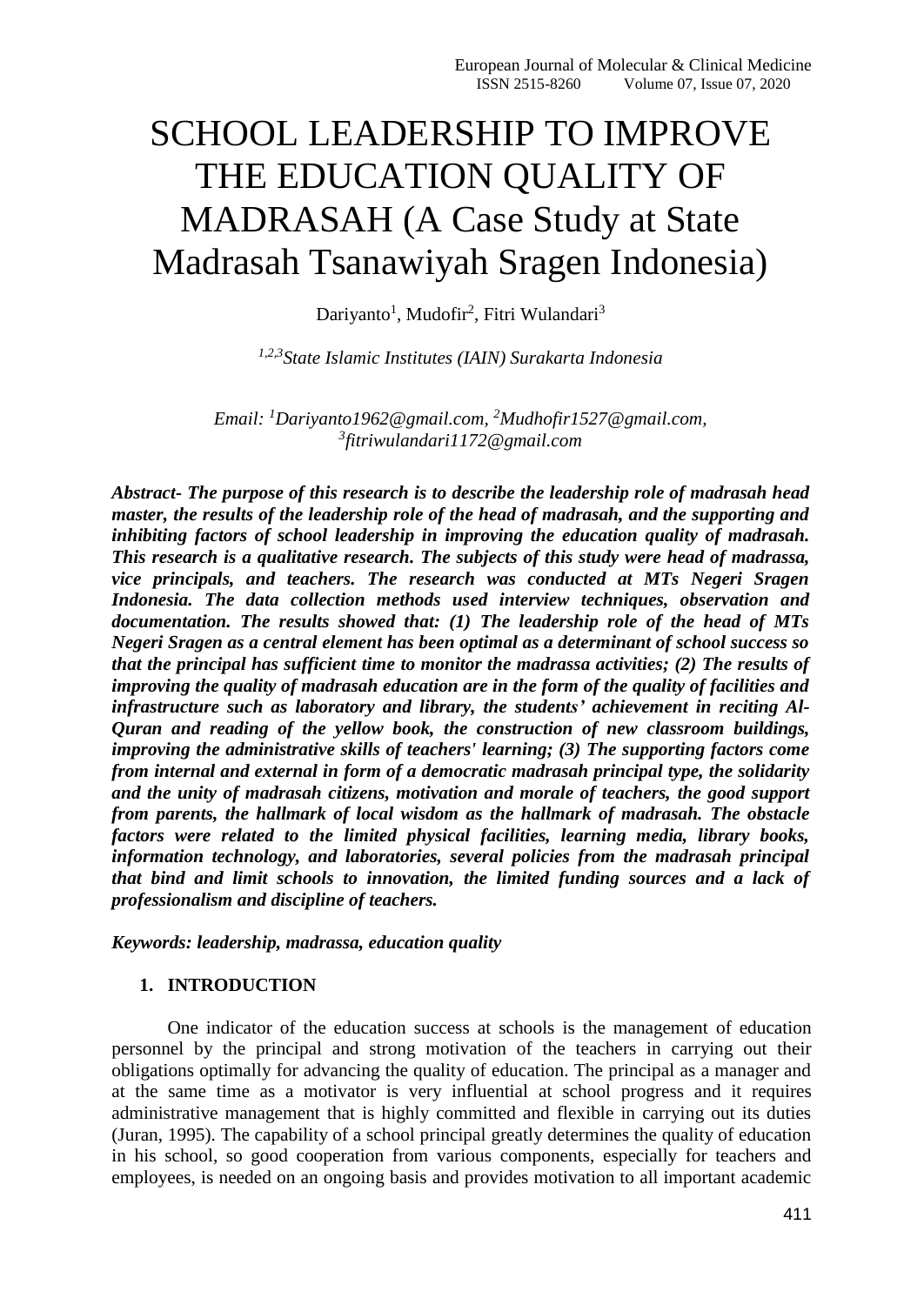# SCHOOL LEADERSHIP TO IMPROVE THE EDUCATION QUALITY OF MADRASAH (A Case Study at State Madrasah Tsanawiyah Sragen Indonesia)

Dariyanto[1], Mudofir[2], Fitri Wulandari[3]

*[1,2,3]State Islamic Institutes (IAIN) Surakarta Indonesia*

*Email: [1]Dariyanto1962@gmail.com, [2]Mudhofir1527@gmail.com, [3]fitriwulandari1172@gmail.com*

***Abstract- The purpose of this research is to describe the leadership role of madrasah head master, the results of the leadership role of the head of madrasah, and the supporting and inhibiting factors of school leadership in improving the education quality of madrasah. This research is a qualitative research. The subjects of this study were head of madrassa, vice principals, and teachers. The research was conducted at MTs Negeri Sragen Indonesia. The data collection methods used interview techniques, observation and documentation. The results showed that: (1) The leadership role of the head of MTs Negeri Sragen as a central element has been optimal as a determinant of school success so that the principal has sufficient time to monitor the madrassa activities; (2) The results of improving the quality of madrasah education are in the form of the quality of facilities and infrastructure such as laboratory and library, the students' achievement in reciting Al-Quran and reading of the yellow book, the construction of new classroom buildings, improving the administrative skills of teachers' learning; (3) The supporting factors come from internal and external in form of a democratic madrasah principal type, the solidarity and the unity of madrasah citizens, motivation and morale of teachers, the good support from parents, the hallmark of local wisdom as the hallmark of madrasah. The obstacle factors were related to the limited physical facilities, learning media, library books, information technology, and laboratories, several policies from the madrasah principal that bind and limit schools to innovation, the limited funding sources and a lack of professionalism and discipline of teachers.***

***Keywords: leadership, madrassa, education quality***

## 1. INTRODUCTION

One indicator of the education success at schools is the management of education personnel by the principal and strong motivation of the teachers in carrying out their obligations optimally for advancing the quality of education. The principal as a manager and at the same time as a motivator is very influential at school progress and it requires administrative management that is highly committed and flexible in carrying out its duties (Juran, 1995). The capability of a school principal greatly determines the quality of education in his school, so good cooperation from various components, especially for teachers and employees, is needed on an ongoing basis and provides motivation to all important academic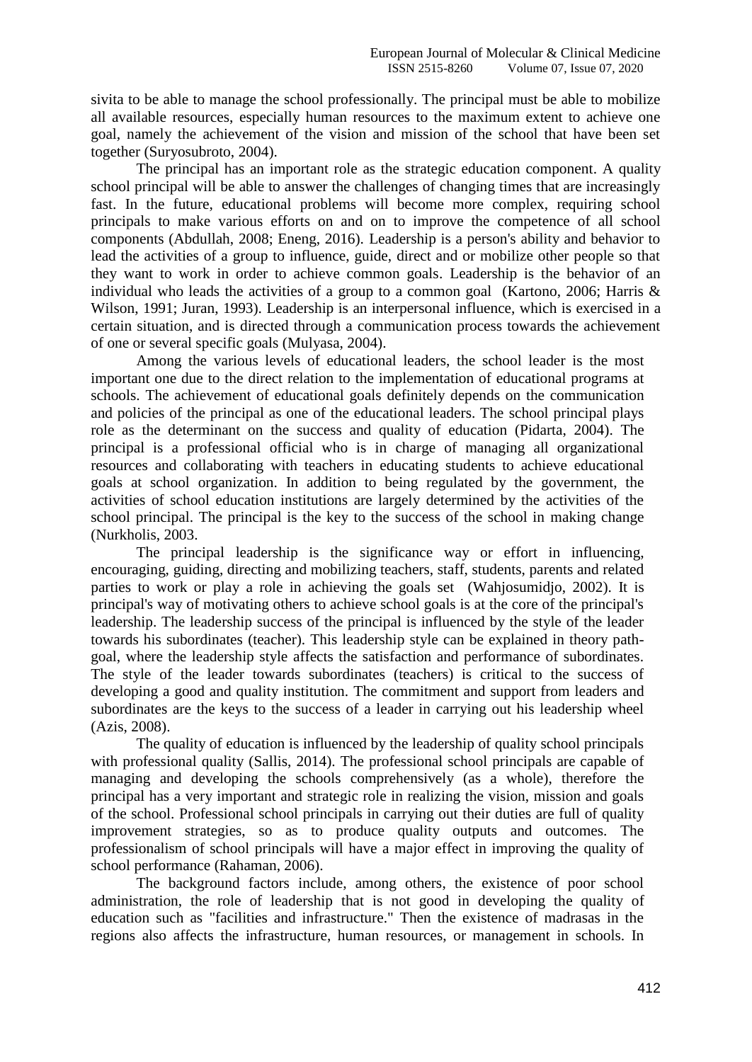sivita to be able to manage the school professionally. The principal must be able to mobilize all available resources, especially human resources to the maximum extent to achieve one goal, namely the achievement of the vision and mission of the school that have been set together (Suryosubroto, 2004).

The principal has an important role as the strategic education component. A quality school principal will be able to answer the challenges of changing times that are increasingly fast. In the future, educational problems will become more complex, requiring school principals to make various efforts on and on to improve the competence of all school components (Abdullah, 2008; Eneng, 2016). Leadership is a person's ability and behavior to lead the activities of a group to influence, guide, direct and or mobilize other people so that they want to work in order to achieve common goals. Leadership is the behavior of an individual who leads the activities of a group to a common goal (Kartono, 2006; Harris & Wilson, 1991; Juran, 1993). Leadership is an interpersonal influence, which is exercised in a certain situation, and is directed through a communication process towards the achievement of one or several specific goals (Mulyasa, 2004).

Among the various levels of educational leaders, the school leader is the most important one due to the direct relation to the implementation of educational programs at schools. The achievement of educational goals definitely depends on the communication and policies of the principal as one of the educational leaders. The school principal plays role as the determinant on the success and quality of education (Pidarta, 2004). The principal is a professional official who is in charge of managing all organizational resources and collaborating with teachers in educating students to achieve educational goals at school organization. In addition to being regulated by the government, the activities of school education institutions are largely determined by the activities of the school principal. The principal is the key to the success of the school in making change (Nurkholis, 2003.

The principal leadership is the significance way or effort in influencing, encouraging, guiding, directing and mobilizing teachers, staff, students, parents and related parties to work or play a role in achieving the goals set (Wahjosumidjo, 2002). It is principal's way of motivating others to achieve school goals is at the core of the principal's leadership. The leadership success of the principal is influenced by the style of the leader towards his subordinates (teacher). This leadership style can be explained in theory path-goal, where the leadership style affects the satisfaction and performance of subordinates. The style of the leader towards subordinates (teachers) is critical to the success of developing a good and quality institution. The commitment and support from leaders and subordinates are the keys to the success of a leader in carrying out his leadership wheel (Azis, 2008).

The quality of education is influenced by the leadership of quality school principals with professional quality (Sallis, 2014). The professional school principals are capable of managing and developing the schools comprehensively (as a whole), therefore the principal has a very important and strategic role in realizing the vision, mission and goals of the school. Professional school principals in carrying out their duties are full of quality improvement strategies, so as to produce quality outputs and outcomes. The professionalism of school principals will have a major effect in improving the quality of school performance (Rahaman, 2006).

The background factors include, among others, the existence of poor school administration, the role of leadership that is not good in developing the quality of education such as "facilities and infrastructure." Then the existence of madrasas in the regions also affects the infrastructure, human resources, or management in schools. In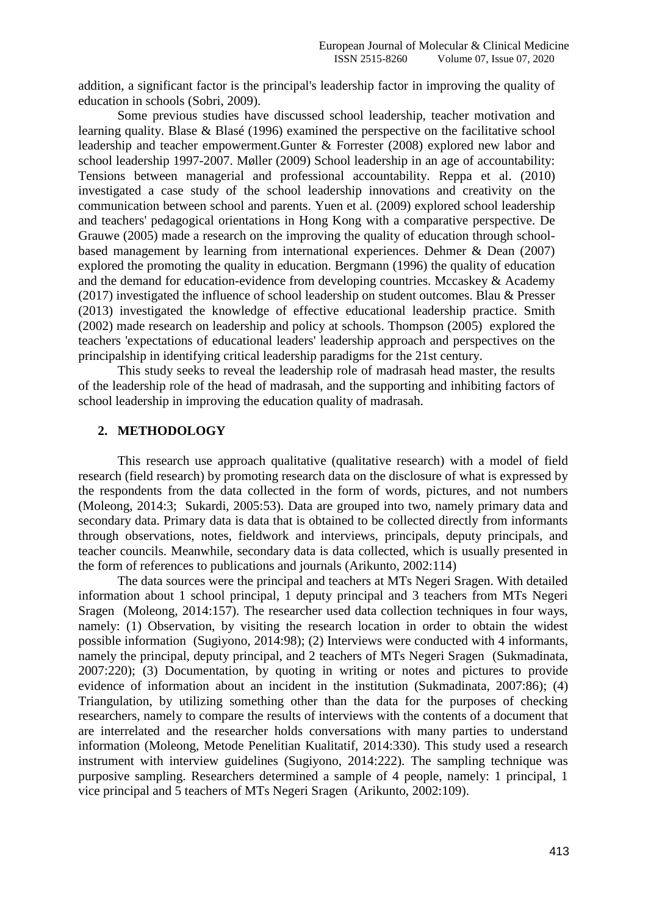addition, a significant factor is the principal's leadership factor in improving the quality of education in schools (Sobri, 2009).

Some previous studies have discussed school leadership, teacher motivation and learning quality. Blase & Blasé (1996) examined the perspective on the facilitative school leadership and teacher empowerment.Gunter & Forrester (2008) explored new labor and school leadership 1997-2007. Møller (2009) School leadership in an age of accountability: Tensions between managerial and professional accountability. Reppa et al. (2010) investigated a case study of the school leadership innovations and creativity on the communication between school and parents. Yuen et al. (2009) explored school leadership and teachers' pedagogical orientations in Hong Kong with a comparative perspective. De Grauwe (2005) made a research on the improving the quality of education through school-based management by learning from international experiences. Dehmer & Dean (2007) explored the promoting the quality in education. Bergmann (1996) the quality of education and the demand for education-evidence from developing countries. Mccaskey & Academy (2017) investigated the influence of school leadership on student outcomes. Blau & Presser (2013) investigated the knowledge of effective educational leadership practice. Smith (2002) made research on leadership and policy at schools. Thompson (2005) explored the teachers 'expectations of educational leaders' leadership approach and perspectives on the principalship in identifying critical leadership paradigms for the 21st century.

This study seeks to reveal the leadership role of madrasah head master, the results of the leadership role of the head of madrasah, and the supporting and inhibiting factors of school leadership in improving the education quality of madrasah.

## 2. METHODOLOGY

This research use approach qualitative (qualitative research) with a model of field research (field research) by promoting research data on the disclosure of what is expressed by the respondents from the data collected in the form of words, pictures, and not numbers (Moleong, 2014:3; Sukardi, 2005:53). Data are grouped into two, namely primary data and secondary data. Primary data is data that is obtained to be collected directly from informants through observations, notes, fieldwork and interviews, principals, deputy principals, and teacher councils. Meanwhile, secondary data is data collected, which is usually presented in the form of references to publications and journals (Arikunto, 2002:114)

The data sources were the principal and teachers at MTs Negeri Sragen. With detailed information about 1 school principal, 1 deputy principal and 3 teachers from MTs Negeri Sragen (Moleong, 2014:157). The researcher used data collection techniques in four ways, namely: (1) Observation, by visiting the research location in order to obtain the widest possible information (Sugiyono, 2014:98); (2) Interviews were conducted with 4 informants, namely the principal, deputy principal, and 2 teachers of MTs Negeri Sragen (Sukmadinata, 2007:220); (3) Documentation, by quoting in writing or notes and pictures to provide evidence of information about an incident in the institution (Sukmadinata, 2007:86); (4) Triangulation, by utilizing something other than the data for the purposes of checking researchers, namely to compare the results of interviews with the contents of a document that are interrelated and the researcher holds conversations with many parties to understand information (Moleong, Metode Penelitian Kualitatif, 2014:330). This study used a research instrument with interview guidelines (Sugiyono, 2014:222). The sampling technique was purposive sampling. Researchers determined a sample of 4 people, namely: 1 principal, 1 vice principal and 5 teachers of MTs Negeri Sragen (Arikunto, 2002:109).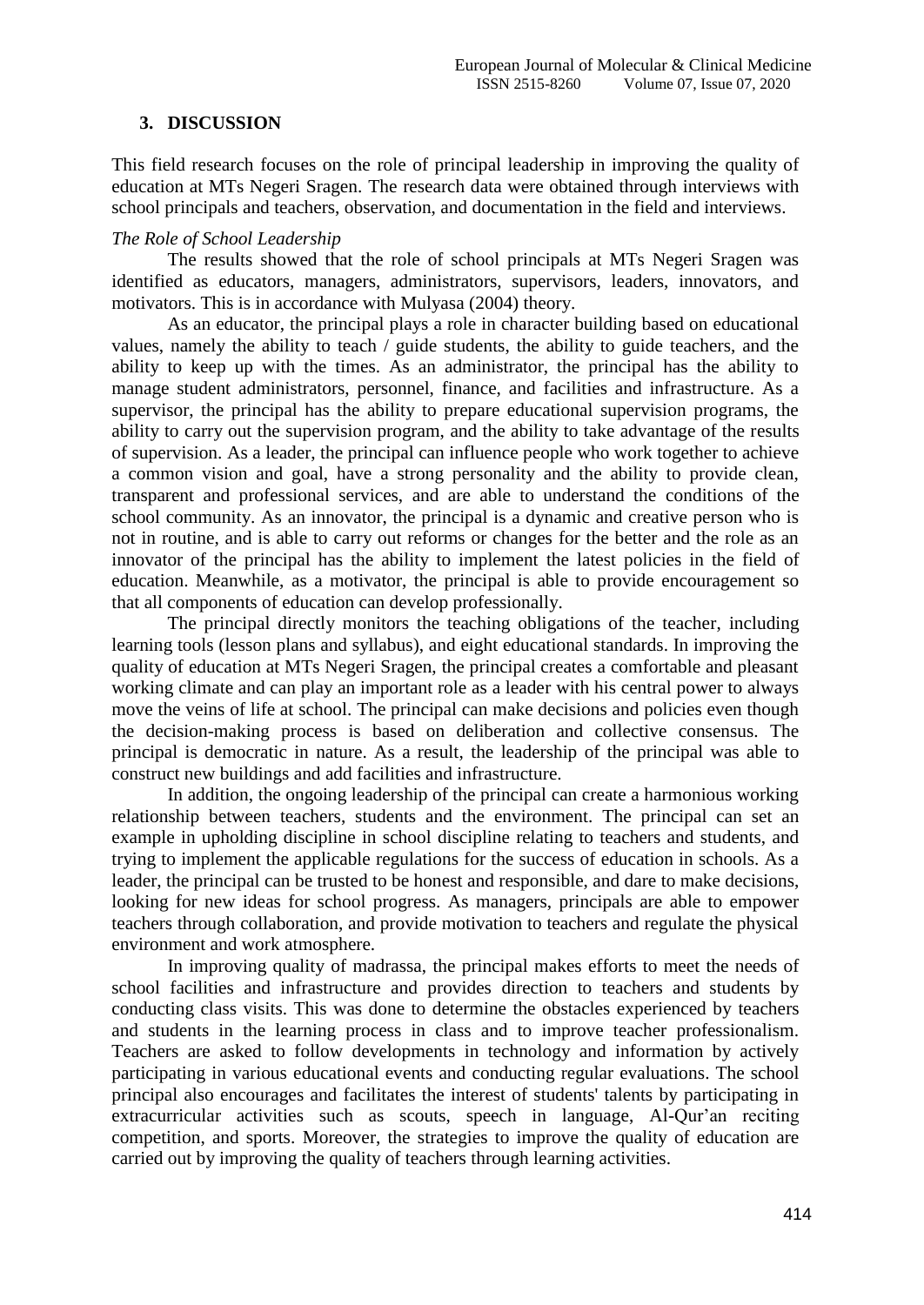## 3. DISCUSSION

This field research focuses on the role of principal leadership in improving the quality of education at MTs Negeri Sragen. The research data were obtained through interviews with school principals and teachers, observation, and documentation in the field and interviews.

*The Role of School Leadership*

The results showed that the role of school principals at MTs Negeri Sragen was identified as educators, managers, administrators, supervisors, leaders, innovators, and motivators. This is in accordance with Mulyasa (2004) theory.

As an educator, the principal plays a role in character building based on educational values, namely the ability to teach / guide students, the ability to guide teachers, and the ability to keep up with the times. As an administrator, the principal has the ability to manage student administrators, personnel, finance, and facilities and infrastructure. As a supervisor, the principal has the ability to prepare educational supervision programs, the ability to carry out the supervision program, and the ability to take advantage of the results of supervision. As a leader, the principal can influence people who work together to achieve a common vision and goal, have a strong personality and the ability to provide clean, transparent and professional services, and are able to understand the conditions of the school community. As an innovator, the principal is a dynamic and creative person who is not in routine, and is able to carry out reforms or changes for the better and the role as an innovator of the principal has the ability to implement the latest policies in the field of education. Meanwhile, as a motivator, the principal is able to provide encouragement so that all components of education can develop professionally.

The principal directly monitors the teaching obligations of the teacher, including learning tools (lesson plans and syllabus), and eight educational standards. In improving the quality of education at MTs Negeri Sragen, the principal creates a comfortable and pleasant working climate and can play an important role as a leader with his central power to always move the veins of life at school. The principal can make decisions and policies even though the decision-making process is based on deliberation and collective consensus. The principal is democratic in nature. As a result, the leadership of the principal was able to construct new buildings and add facilities and infrastructure.

In addition, the ongoing leadership of the principal can create a harmonious working relationship between teachers, students and the environment. The principal can set an example in upholding discipline in school discipline relating to teachers and students, and trying to implement the applicable regulations for the success of education in schools. As a leader, the principal can be trusted to be honest and responsible, and dare to make decisions, looking for new ideas for school progress. As managers, principals are able to empower teachers through collaboration, and provide motivation to teachers and regulate the physical environment and work atmosphere.

In improving quality of madrassa, the principal makes efforts to meet the needs of school facilities and infrastructure and provides direction to teachers and students by conducting class visits. This was done to determine the obstacles experienced by teachers and students in the learning process in class and to improve teacher professionalism. Teachers are asked to follow developments in technology and information by actively participating in various educational events and conducting regular evaluations. The school principal also encourages and facilitates the interest of students' talents by participating in extracurricular activities such as scouts, speech in language, Al-Qur'an reciting competition, and sports. Moreover, the strategies to improve the quality of education are carried out by improving the quality of teachers through learning activities.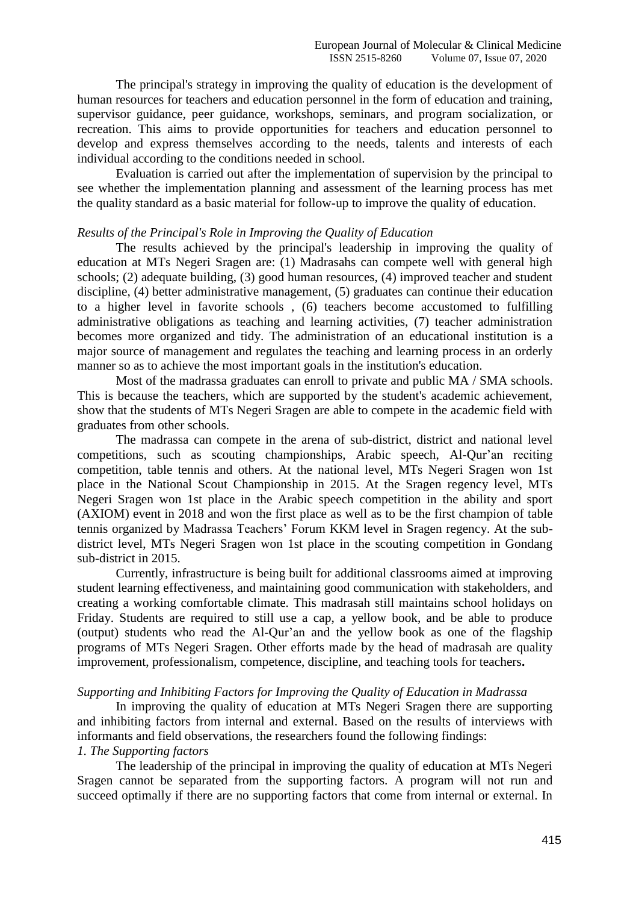The principal's strategy in improving the quality of education is the development of human resources for teachers and education personnel in the form of education and training, supervisor guidance, peer guidance, workshops, seminars, and program socialization, or recreation. This aims to provide opportunities for teachers and education personnel to develop and express themselves according to the needs, talents and interests of each individual according to the conditions needed in school.

Evaluation is carried out after the implementation of supervision by the principal to see whether the implementation planning and assessment of the learning process has met the quality standard as a basic material for follow-up to improve the quality of education.

*Results of the Principal's Role in Improving the Quality of Education*

The results achieved by the principal's leadership in improving the quality of education at MTs Negeri Sragen are: (1) Madrasahs can compete well with general high schools; (2) adequate building, (3) good human resources, (4) improved teacher and student discipline, (4) better administrative management, (5) graduates can continue their education to a higher level in favorite schools , (6) teachers become accustomed to fulfilling administrative obligations as teaching and learning activities, (7) teacher administration becomes more organized and tidy. The administration of an educational institution is a major source of management and regulates the teaching and learning process in an orderly manner so as to achieve the most important goals in the institution's education.

Most of the madrassa graduates can enroll to private and public MA / SMA schools. This is because the teachers, which are supported by the student's academic achievement, show that the students of MTs Negeri Sragen are able to compete in the academic field with graduates from other schools.

The madrassa can compete in the arena of sub-district, district and national level competitions, such as scouting championships, Arabic speech, Al-Qur'an reciting competition, table tennis and others. At the national level, MTs Negeri Sragen won 1st place in the National Scout Championship in 2015. At the Sragen regency level, MTs Negeri Sragen won 1st place in the Arabic speech competition in the ability and sport (AXIOM) event in 2018 and won the first place as well as to be the first champion of table tennis organized by Madrassa Teachers' Forum KKM level in Sragen regency. At the sub-district level, MTs Negeri Sragen won 1st place in the scouting competition in Gondang sub-district in 2015.

Currently, infrastructure is being built for additional classrooms aimed at improving student learning effectiveness, and maintaining good communication with stakeholders, and creating a working comfortable climate. This madrasah still maintains school holidays on Friday. Students are required to still use a cap, a yellow book, and be able to produce (output) students who read the Al-Qur'an and the yellow book as one of the flagship programs of MTs Negeri Sragen. Other efforts made by the head of madrasah are quality improvement, professionalism, competence, discipline, and teaching tools for teachers**.**

*Supporting and Inhibiting Factors for Improving the Quality of Education in Madrassa*

In improving the quality of education at MTs Negeri Sragen there are supporting and inhibiting factors from internal and external. Based on the results of interviews with informants and field observations, the researchers found the following findings:

*1. The Supporting factors*

The leadership of the principal in improving the quality of education at MTs Negeri Sragen cannot be separated from the supporting factors. A program will not run and succeed optimally if there are no supporting factors that come from internal or external. In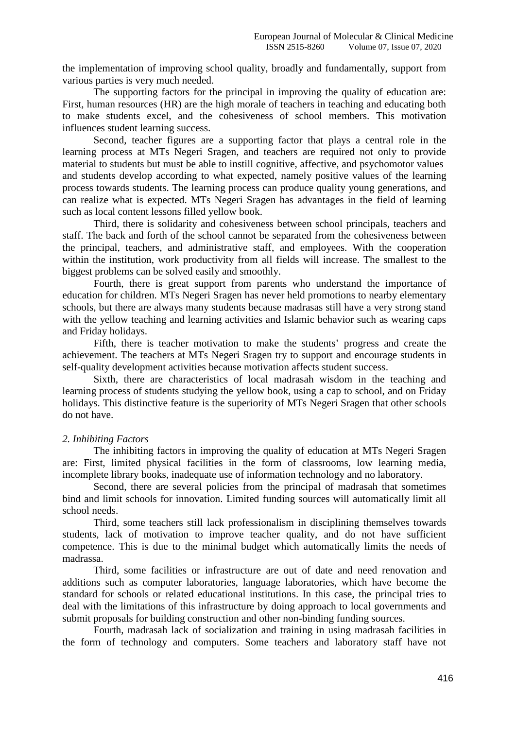the implementation of improving school quality, broadly and fundamentally, support from various parties is very much needed.

The supporting factors for the principal in improving the quality of education are: First, human resources (HR) are the high morale of teachers in teaching and educating both to make students excel, and the cohesiveness of school members. This motivation influences student learning success.

Second, teacher figures are a supporting factor that plays a central role in the learning process at MTs Negeri Sragen, and teachers are required not only to provide material to students but must be able to instill cognitive, affective, and psychomotor values and students develop according to what expected, namely positive values of the learning process towards students. The learning process can produce quality young generations, and can realize what is expected. MTs Negeri Sragen has advantages in the field of learning such as local content lessons filled yellow book.

Third, there is solidarity and cohesiveness between school principals, teachers and staff. The back and forth of the school cannot be separated from the cohesiveness between the principal, teachers, and administrative staff, and employees. With the cooperation within the institution, work productivity from all fields will increase. The smallest to the biggest problems can be solved easily and smoothly.

Fourth, there is great support from parents who understand the importance of education for children. MTs Negeri Sragen has never held promotions to nearby elementary schools, but there are always many students because madrasas still have a very strong stand with the yellow teaching and learning activities and Islamic behavior such as wearing caps and Friday holidays.

Fifth, there is teacher motivation to make the students' progress and create the achievement. The teachers at MTs Negeri Sragen try to support and encourage students in self-quality development activities because motivation affects student success.

Sixth, there are characteristics of local madrasah wisdom in the teaching and learning process of students studying the yellow book, using a cap to school, and on Friday holidays. This distinctive feature is the superiority of MTs Negeri Sragen that other schools do not have.

*2. Inhibiting Factors*

The inhibiting factors in improving the quality of education at MTs Negeri Sragen are: First, limited physical facilities in the form of classrooms, low learning media, incomplete library books, inadequate use of information technology and no laboratory.

Second, there are several policies from the principal of madrasah that sometimes bind and limit schools for innovation. Limited funding sources will automatically limit all school needs.

Third, some teachers still lack professionalism in disciplining themselves towards students, lack of motivation to improve teacher quality, and do not have sufficient competence. This is due to the minimal budget which automatically limits the needs of madrassa.

Third, some facilities or infrastructure are out of date and need renovation and additions such as computer laboratories, language laboratories, which have become the standard for schools or related educational institutions. In this case, the principal tries to deal with the limitations of this infrastructure by doing approach to local governments and submit proposals for building construction and other non-binding funding sources.

Fourth, madrasah lack of socialization and training in using madrasah facilities in the form of technology and computers. Some teachers and laboratory staff have not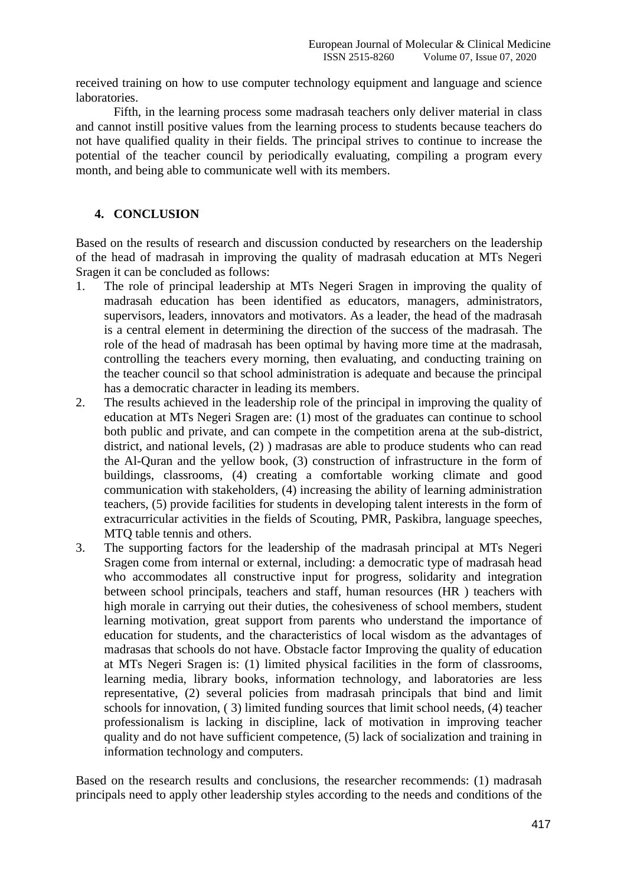received training on how to use computer technology equipment and language and science laboratories.

Fifth, in the learning process some madrasah teachers only deliver material in class and cannot instill positive values from the learning process to students because teachers do not have qualified quality in their fields. The principal strives to continue to increase the potential of the teacher council by periodically evaluating, compiling a program every month, and being able to communicate well with its members.

## 4. CONCLUSION

Based on the results of research and discussion conducted by researchers on the leadership of the head of madrasah in improving the quality of madrasah education at MTs Negeri Sragen it can be concluded as follows:

1. The role of principal leadership at MTs Negeri Sragen in improving the quality of madrasah education has been identified as educators, managers, administrators, supervisors, leaders, innovators and motivators. As a leader, the head of the madrasah is a central element in determining the direction of the success of the madrasah. The role of the head of madrasah has been optimal by having more time at the madrasah, controlling the teachers every morning, then evaluating, and conducting training on the teacher council so that school administration is adequate and because the principal has a democratic character in leading its members.
2. The results achieved in the leadership role of the principal in improving the quality of education at MTs Negeri Sragen are: (1) most of the graduates can continue to school both public and private, and can compete in the competition arena at the sub-district, district, and national levels, (2) ) madrasas are able to produce students who can read the Al-Quran and the yellow book, (3) construction of infrastructure in the form of buildings, classrooms, (4) creating a comfortable working climate and good communication with stakeholders, (4) increasing the ability of learning administration teachers, (5) provide facilities for students in developing talent interests in the form of extracurricular activities in the fields of Scouting, PMR, Paskibra, language speeches, MTQ table tennis and others.
3. The supporting factors for the leadership of the madrasah principal at MTs Negeri Sragen come from internal or external, including: a democratic type of madrasah head who accommodates all constructive input for progress, solidarity and integration between school principals, teachers and staff, human resources (HR ) teachers with high morale in carrying out their duties, the cohesiveness of school members, student learning motivation, great support from parents who understand the importance of education for students, and the characteristics of local wisdom as the advantages of madrasas that schools do not have. Obstacle factor Improving the quality of education at MTs Negeri Sragen is: (1) limited physical facilities in the form of classrooms, learning media, library books, information technology, and laboratories are less representative, (2) several policies from madrasah principals that bind and limit schools for innovation, ( 3) limited funding sources that limit school needs, (4) teacher professionalism is lacking in discipline, lack of motivation in improving teacher quality and do not have sufficient competence, (5) lack of socialization and training in information technology and computers.

Based on the research results and conclusions, the researcher recommends: (1) madrasah principals need to apply other leadership styles according to the needs and conditions of the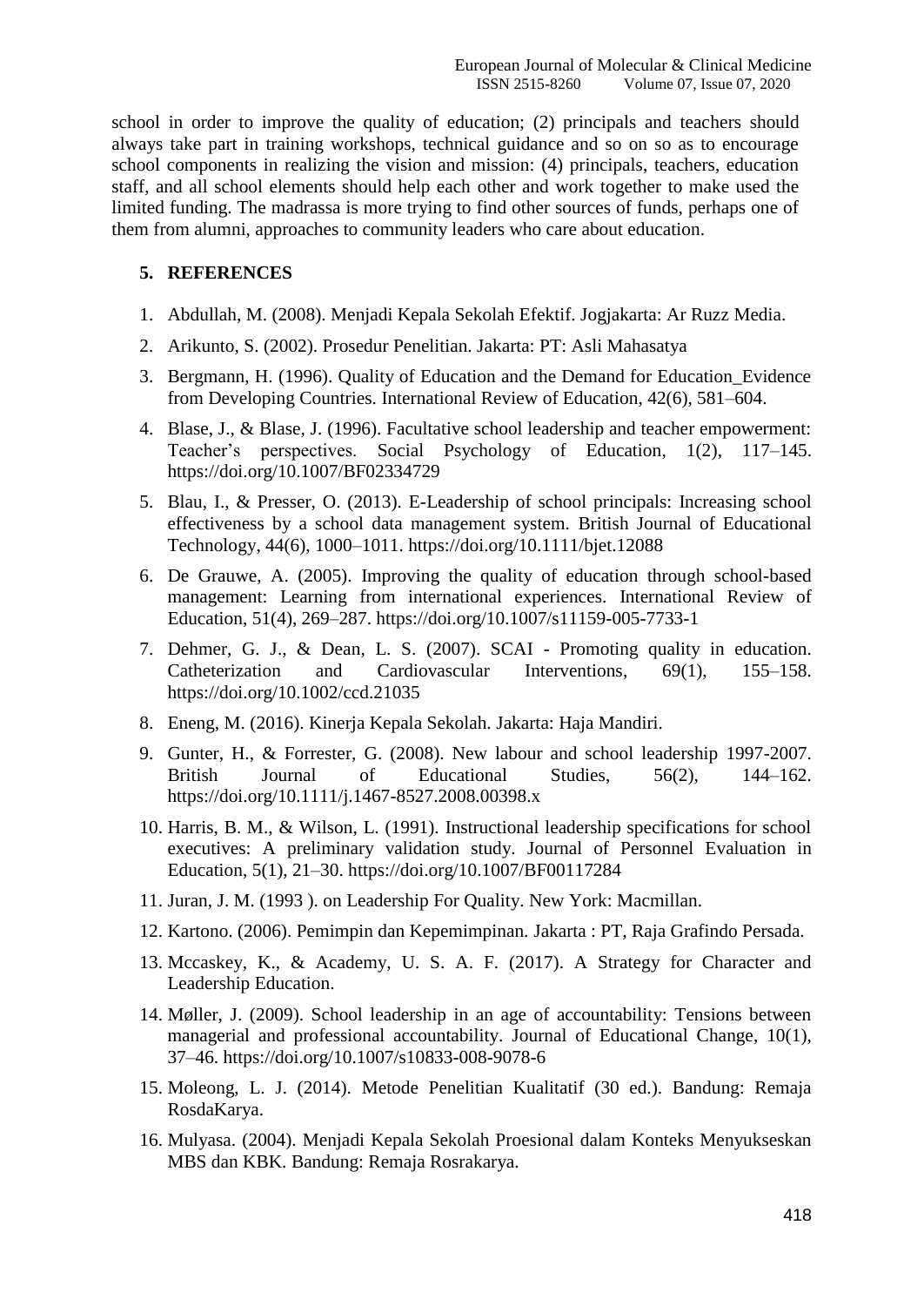school in order to improve the quality of education; (2) principals and teachers should always take part in training workshops, technical guidance and so on so as to encourage school components in realizing the vision and mission: (4) principals, teachers, education staff, and all school elements should help each other and work together to make used the limited funding. The madrassa is more trying to find other sources of funds, perhaps one of them from alumni, approaches to community leaders who care about education.

## 5. REFERENCES

1. Abdullah, M. (2008). Menjadi Kepala Sekolah Efektif. Jogjakarta: Ar Ruzz Media.
2. Arikunto, S. (2002). Prosedur Penelitian. Jakarta: PT: Asli Mahasatya
3. Bergmann, H. (1996). Quality of Education and the Demand for Education_Evidence from Developing Countries. International Review of Education, 42(6), 581–604.
4. Blase, J., & Blase, J. (1996). Facultative school leadership and teacher empowerment: Teacher's perspectives. Social Psychology of Education, 1(2), 117–145. https://doi.org/10.1007/BF02334729
5. Blau, I., & Presser, O. (2013). E-Leadership of school principals: Increasing school effectiveness by a school data management system. British Journal of Educational Technology, 44(6), 1000–1011. https://doi.org/10.1111/bjet.12088
6. De Grauwe, A. (2005). Improving the quality of education through school-based management: Learning from international experiences. International Review of Education, 51(4), 269–287. https://doi.org/10.1007/s11159-005-7733-1
7. Dehmer, G. J., & Dean, L. S. (2007). SCAI - Promoting quality in education. Catheterization and Cardiovascular Interventions, 69(1), 155–158. https://doi.org/10.1002/ccd.21035
8. Eneng, M. (2016). Kinerja Kepala Sekolah. Jakarta: Haja Mandiri.
9. Gunter, H., & Forrester, G. (2008). New labour and school leadership 1997-2007. British Journal of Educational Studies, 56(2), 144–162. https://doi.org/10.1111/j.1467-8527.2008.00398.x
10. Harris, B. M., & Wilson, L. (1991). Instructional leadership specifications for school executives: A preliminary validation study. Journal of Personnel Evaluation in Education, 5(1), 21–30. https://doi.org/10.1007/BF00117284
11. Juran, J. M. (1993 ). on Leadership For Quality. New York: Macmillan.
12. Kartono. (2006). Pemimpin dan Kepemimpinan. Jakarta : PT, Raja Grafindo Persada.
13. Mccaskey, K., & Academy, U. S. A. F. (2017). A Strategy for Character and Leadership Education.
14. Møller, J. (2009). School leadership in an age of accountability: Tensions between managerial and professional accountability. Journal of Educational Change, 10(1), 37–46. https://doi.org/10.1007/s10833-008-9078-6
15. Moleong, L. J. (2014). Metode Penelitian Kualitatif (30 ed.). Bandung: Remaja RosdaKarya.
16. Mulyasa. (2004). Menjadi Kepala Sekolah Proesional dalam Konteks Menyukseskan MBS dan KBK. Bandung: Remaja Rosrakarya.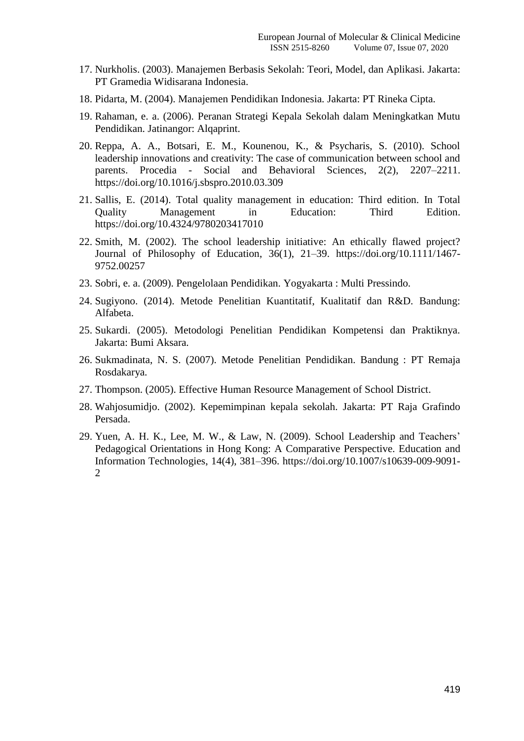17. Nurkholis. (2003). Manajemen Berbasis Sekolah: Teori, Model, dan Aplikasi. Jakarta: PT Gramedia Widisarana Indonesia.
18. Pidarta, M. (2004). Manajemen Pendidikan Indonesia. Jakarta: PT Rineka Cipta.
19. Rahaman, e. a. (2006). Peranan Strategi Kepala Sekolah dalam Meningkatkan Mutu Pendidikan. Jatinangor: Alqaprint.
20. Reppa, A. A., Botsari, E. M., Kounenou, K., & Psycharis, S. (2010). School leadership innovations and creativity: The case of communication between school and parents. Procedia - Social and Behavioral Sciences, 2(2), 2207–2211. https://doi.org/10.1016/j.sbspro.2010.03.309
21. Sallis, E. (2014). Total quality management in education: Third edition. In Total Quality Management in Education: Third Edition. https://doi.org/10.4324/9780203417010
22. Smith, M. (2002). The school leadership initiative: An ethically flawed project? Journal of Philosophy of Education, 36(1), 21–39. https://doi.org/10.1111/1467-9752.00257
23. Sobri, e. a. (2009). Pengelolaan Pendidikan. Yogyakarta : Multi Pressindo.
24. Sugiyono. (2014). Metode Penelitian Kuantitatif, Kualitatif dan R&D. Bandung: Alfabeta.
25. Sukardi. (2005). Metodologi Penelitian Pendidikan Kompetensi dan Praktiknya. Jakarta: Bumi Aksara.
26. Sukmadinata, N. S. (2007). Metode Penelitian Pendidikan. Bandung : PT Remaja Rosdakarya.
27. Thompson. (2005). Effective Human Resource Management of School District.
28. Wahjosumidjo. (2002). Kepemimpinan kepala sekolah. Jakarta: PT Raja Grafindo Persada.
29. Yuen, A. H. K., Lee, M. W., & Law, N. (2009). School Leadership and Teachers' Pedagogical Orientations in Hong Kong: A Comparative Perspective. Education and Information Technologies, 14(4), 381–396. https://doi.org/10.1007/s10639-009-9091-2